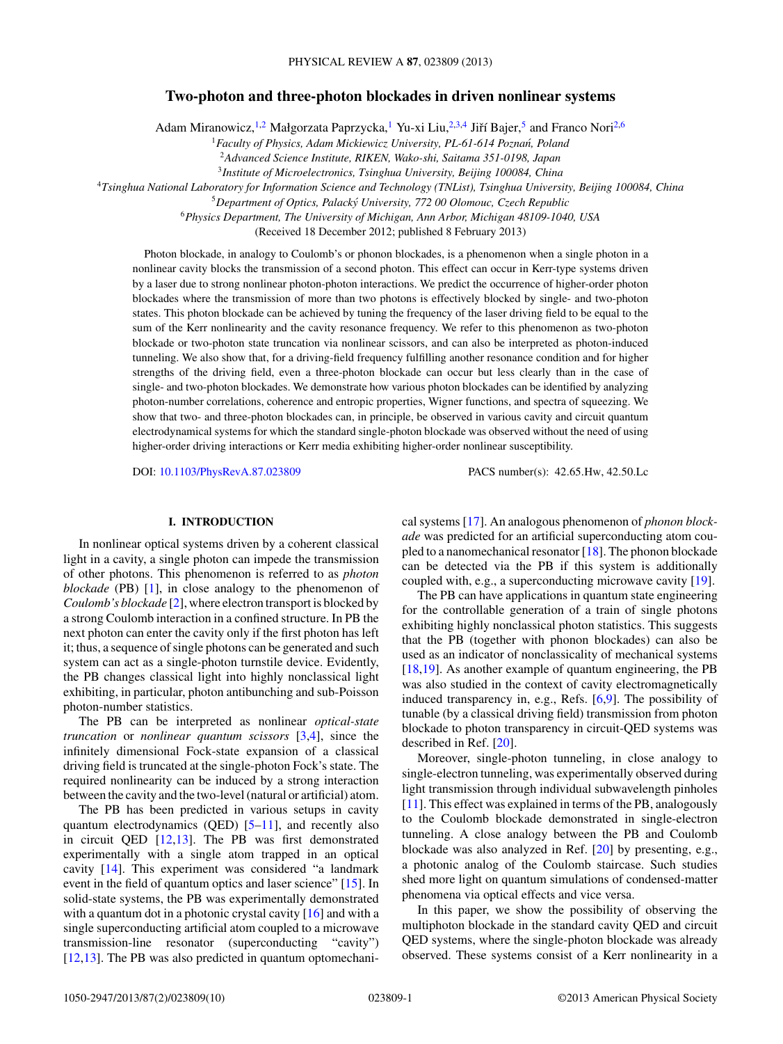# Two-photon and three-photon blockades in driven nonlinear systems

Adam Miranowicz,[1,2] Małgorzata Paprzycka,[1] Yu-xi Liu,[2,3,4] Jiří Bajer,[5] and Franco Nori[2,6]

[1]*Faculty of Physics, Adam Mickiewicz University, PL-61-614 Poznań, Poland*
[2]*Advanced Science Institute, RIKEN, Wako-shi, Saitama 351-0198, Japan*
[3]*Institute of Microelectronics, Tsinghua University, Beijing 100084, China*
[4]*Tsinghua National Laboratory for Information Science and Technology (TNList), Tsinghua University, Beijing 100084, China*
[5]*Department of Optics, Palacký University, 772 00 Olomouc, Czech Republic*
[6]*Physics Department, The University of Michigan, Ann Arbor, Michigan 48109-1040, USA*

(Received 18 December 2012; published 8 February 2013)

Photon blockade, in analogy to Coulomb's or phonon blockades, is a phenomenon when a single photon in a nonlinear cavity blocks the transmission of a second photon. This effect can occur in Kerr-type systems driven by a laser due to strong nonlinear photon-photon interactions. We predict the occurrence of higher-order photon blockades where the transmission of more than two photons is effectively blocked by single- and two-photon states. This photon blockade can be achieved by tuning the frequency of the laser driving field to be equal to the sum of the Kerr nonlinearity and the cavity resonance frequency. We refer to this phenomenon as two-photon blockade or two-photon state truncation via nonlinear scissors, and can also be interpreted as photon-induced tunneling. We also show that, for a driving-field frequency fulfilling another resonance condition and for higher strengths of the driving field, even a three-photon blockade can occur but less clearly than in the case of single- and two-photon blockades. We demonstrate how various photon blockades can be identified by analyzing photon-number correlations, coherence and entropic properties, Wigner functions, and spectra of squeezing. We show that two- and three-photon blockades can, in principle, be observed in various cavity and circuit quantum electrodynamical systems for which the standard single-photon blockade was observed without the need of using higher-order driving interactions or Kerr media exhibiting higher-order nonlinear susceptibility.

DOI: 10.1103/PhysRevA.87.023809 PACS number(s): 42.65.Hw, 42.50.Lc

## I. INTRODUCTION

In nonlinear optical systems driven by a coherent classical light in a cavity, a single photon can impede the transmission of other photons. This phenomenon is referred to as *photon blockade* (PB) [1], in close analogy to the phenomenon of *Coulomb's blockade* [2], where electron transport is blocked by a strong Coulomb interaction in a confined structure. In PB the next photon can enter the cavity only if the first photon has left it; thus, a sequence of single photons can be generated and such system can act as a single-photon turnstile device. Evidently, the PB changes classical light into highly nonclassical light exhibiting, in particular, photon antibunching and sub-Poisson photon-number statistics.

The PB can be interpreted as nonlinear *optical-state truncation* or *nonlinear quantum scissors* [3,4], since the infinitely dimensional Fock-state expansion of a classical driving field is truncated at the single-photon Fock's state. The required nonlinearity can be induced by a strong interaction between the cavity and the two-level (natural or artificial) atom.

The PB has been predicted in various setups in cavity quantum electrodynamics (QED) [5–11], and recently also in circuit QED [12,13]. The PB was first demonstrated experimentally with a single atom trapped in an optical cavity [14]. This experiment was considered "a landmark event in the field of quantum optics and laser science" [15]. In solid-state systems, the PB was experimentally demonstrated with a quantum dot in a photonic crystal cavity [16] and with a single superconducting artificial atom coupled to a microwave transmission-line resonator (superconducting "cavity") [12,13]. The PB was also predicted in quantum optomechanical systems [17]. An analogous phenomenon of *phonon blockade* was predicted for an artificial superconducting atom coupled to a nanomechanical resonator [18]. The phonon blockade can be detected via the PB if this system is additionally coupled with, e.g., a superconducting microwave cavity [19].

The PB can have applications in quantum state engineering for the controllable generation of a train of single photons exhibiting highly nonclassical photon statistics. This suggests that the PB (together with phonon blockades) can also be used as an indicator of nonclassicality of mechanical systems [18,19]. As another example of quantum engineering, the PB was also studied in the context of cavity electromagnetically induced transparency in, e.g., Refs. [6,9]. The possibility of tunable (by a classical driving field) transmission from photon blockade to photon transparency in circuit-QED systems was described in Ref. [20].

Moreover, single-photon tunneling, in close analogy to single-electron tunneling, was experimentally observed during light transmission through individual subwavelength pinholes [11]. This effect was explained in terms of the PB, analogously to the Coulomb blockade demonstrated in single-electron tunneling. A close analogy between the PB and Coulomb blockade was also analyzed in Ref. [20] by presenting, e.g., a photonic analog of the Coulomb staircase. Such studies shed more light on quantum simulations of condensed-matter phenomena via optical effects and vice versa.

In this paper, we show the possibility of observing the multiphoton blockade in the standard cavity QED and circuit QED systems, where the single-photon blockade was already observed. These systems consist of a Kerr nonlinearity in a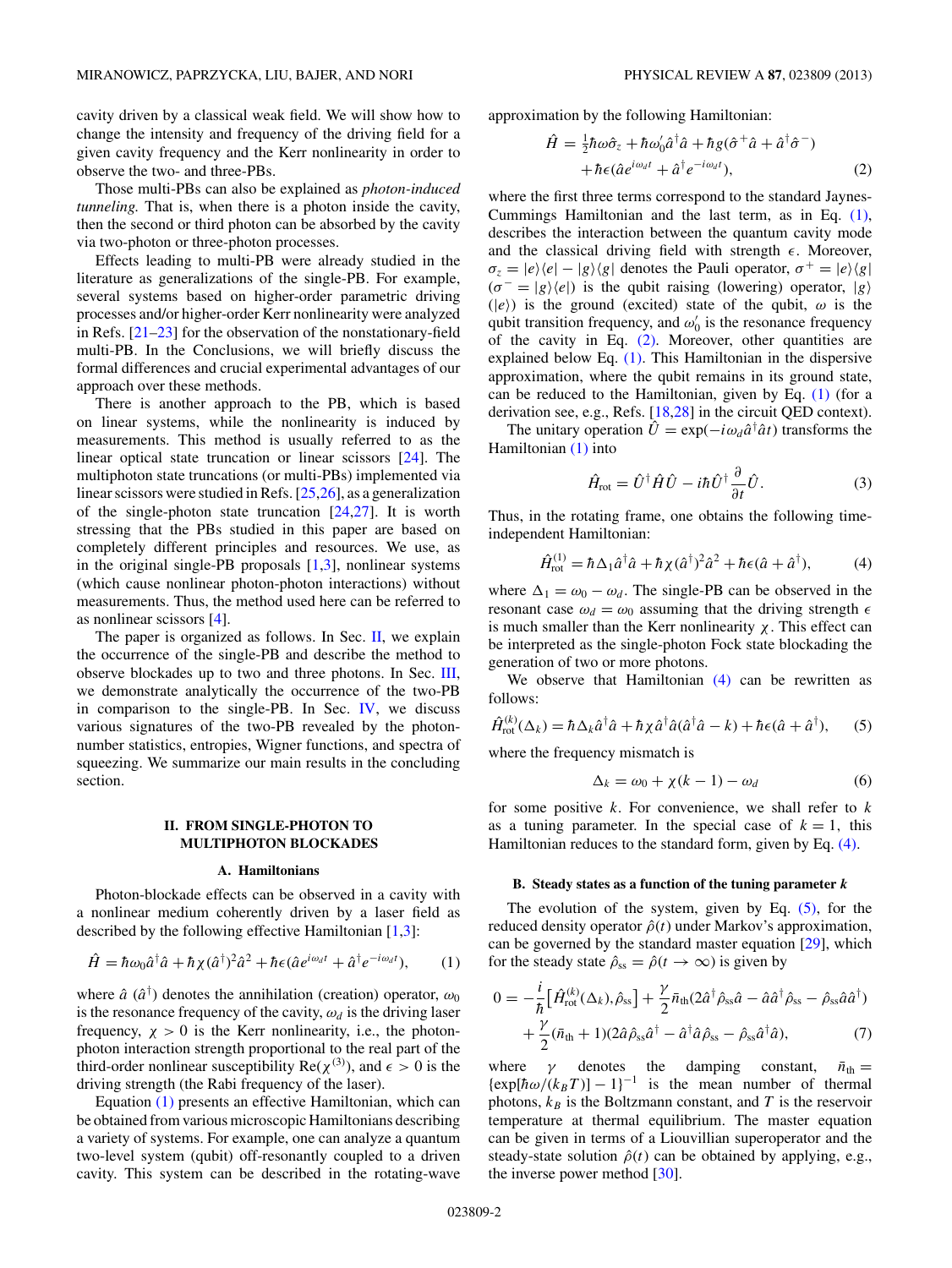cavity driven by a classical weak field. We will show how to change the intensity and frequency of the driving field for a given cavity frequency and the Kerr nonlinearity in order to observe the two- and three-PBs.

Those multi-PBs can also be explained as *photon-induced tunneling*. That is, when there is a photon inside the cavity, then the second or third photon can be absorbed by the cavity via two-photon or three-photon processes.

Effects leading to multi-PB were already studied in the literature as generalizations of the single-PB. For example, several systems based on higher-order parametric driving processes and/or higher-order Kerr nonlinearity were analyzed in Refs. [21–23] for the observation of the nonstationary-field multi-PB. In the Conclusions, we will briefly discuss the formal differences and crucial experimental advantages of our approach over these methods.

There is another approach to the PB, which is based on linear systems, while the nonlinearity is induced by measurements. This method is usually referred to as the linear optical state truncation or linear scissors [24]. The multiphoton state truncations (or multi-PBs) implemented via linear scissors were studied in Refs. [25,26], as a generalization of the single-photon state truncation [24,27]. It is worth stressing that the PBs studied in this paper are based on completely different principles and resources. We use, as in the original single-PB proposals [1,3], nonlinear systems (which cause nonlinear photon-photon interactions) without measurements. Thus, the method used here can be referred to as nonlinear scissors [4].

The paper is organized as follows. In Sec. II, we explain the occurrence of the single-PB and describe the method to observe blockades up to two and three photons. In Sec. III, we demonstrate analytically the occurrence of the two-PB in comparison to the single-PB. In Sec. IV, we discuss various signatures of the two-PB revealed by the photon-number statistics, entropies, Wigner functions, and spectra of squeezing. We summarize our main results in the concluding section.

## II. FROM SINGLE-PHOTON TO MULTIPHOTON BLOCKADES

### A. Hamiltonians

Photon-blockade effects can be observed in a cavity with a nonlinear medium coherently driven by a laser field as described by the following effective Hamiltonian [1,3]:

$$\hat{H} = \hbar\omega_0 \hat{a}^\dagger \hat{a} + \hbar\chi(\hat{a}^\dagger)^2\hat{a}^2 + \hbar\epsilon(\hat{a}e^{i\omega_d t} + \hat{a}^\dagger e^{-i\omega_d t}), \tag{1}$$

where $\hat{a}$ ($\hat{a}^\dagger$) denotes the annihilation (creation) operator, $\omega_0$ is the resonance frequency of the cavity, $\omega_d$ is the driving laser frequency, $\chi > 0$ is the Kerr nonlinearity, i.e., the photon-photon interaction strength proportional to the real part of the third-order nonlinear susceptibility $\mathrm{Re}(\chi^{(3)})$, and $\epsilon > 0$ is the driving strength (the Rabi frequency of the laser).

Equation (1) presents an effective Hamiltonian, which can be obtained from various microscopic Hamiltonians describing a variety of systems. For example, one can analyze a quantum two-level system (qubit) off-resonantly coupled to a driven cavity. This system can be described in the rotating-wave approximation by the following Hamiltonian:

$$\begin{aligned}\hat{H} = {} & \tfrac{1}{2}\hbar\omega\hat{\sigma}_z + \hbar\omega_0'\hat{a}^\dagger\hat{a} + \hbar g(\hat{\sigma}^+\hat{a} + \hat{a}^\dagger\hat{\sigma}^-) \\ & + \hbar\epsilon(\hat{a}e^{i\omega_d t} + \hat{a}^\dagger e^{-i\omega_d t}),\end{aligned} \tag{2}$$

where the first three terms correspond to the standard Jaynes-Cummings Hamiltonian and the last term, as in Eq. (1), describes the interaction between the quantum cavity mode and the classical driving field with strength $\epsilon$. Moreover, $\sigma_z = |e\rangle\langle e| - |g\rangle\langle g|$ denotes the Pauli operator, $\sigma^+ = |e\rangle\langle g|$ ($\sigma^- = |g\rangle\langle e|$) is the qubit raising (lowering) operator, $|g\rangle$ ($|e\rangle$) is the ground (excited) state of the qubit, $\omega$ is the qubit transition frequency, and $\omega_0'$ is the resonance frequency of the cavity in Eq. (2). Moreover, other quantities are explained below Eq. (1). This Hamiltonian in the dispersive approximation, where the qubit remains in its ground state, can be reduced to the Hamiltonian, given by Eq. (1) (for a derivation see, e.g., Refs. [18,28] in the circuit QED context).

The unitary operation $\hat{U} = \exp(-i\omega_d\hat{a}^\dagger\hat{a}t)$ transforms the Hamiltonian (1) into

$$\hat{H}_{\text{rot}} = \hat{U}^\dagger\hat{H}\hat{U} - i\hbar\hat{U}^\dagger\frac{\partial}{\partial t}\hat{U}. \tag{3}$$

Thus, in the rotating frame, one obtains the following time-independent Hamiltonian:

$$\hat{H}^{(1)}_{\text{rot}} = \hbar\Delta_1\hat{a}^\dagger\hat{a} + \hbar\chi(\hat{a}^\dagger)^2\hat{a}^2 + \hbar\epsilon(\hat{a} + \hat{a}^\dagger), \tag{4}$$

where $\Delta_1 = \omega_0 - \omega_d$. The single-PB can be observed in the resonant case $\omega_d = \omega_0$ assuming that the driving strength $\epsilon$ is much smaller than the Kerr nonlinearity $\chi$. This effect can be interpreted as the single-photon Fock state blockading the generation of two or more photons.

We observe that Hamiltonian (4) can be rewritten as follows:

$$\hat{H}^{(k)}_{\text{rot}}(\Delta_k) = \hbar\Delta_k\hat{a}^\dagger\hat{a} + \hbar\chi\hat{a}^\dagger\hat{a}(\hat{a}^\dagger\hat{a} - k) + \hbar\epsilon(\hat{a} + \hat{a}^\dagger), \tag{5}$$

where the frequency mismatch is

$$\Delta_k = \omega_0 + \chi(k-1) - \omega_d \tag{6}$$

for some positive $k$. For convenience, we shall refer to $k$ as a tuning parameter. In the special case of $k = 1$, this Hamiltonian reduces to the standard form, given by Eq. (4).

### B. Steady states as a function of the tuning parameter $k$

The evolution of the system, given by Eq. (5), for the reduced density operator $\hat{\rho}(t)$ under Markov's approximation, can be governed by the standard master equation [29], which for the steady state $\hat{\rho}_{\text{ss}} = \hat{\rho}(t \to \infty)$ is given by

$$\begin{aligned}0 = {} & -\frac{i}{\hbar}\left[\hat{H}^{(k)}_{\text{rot}}(\Delta_k), \hat{\rho}_{\text{ss}}\right] + \frac{\gamma}{2}\bar{n}_{\text{th}}(2\hat{a}^\dagger\hat{\rho}_{\text{ss}}\hat{a} - \hat{a}\hat{a}^\dagger\hat{\rho}_{\text{ss}} - \hat{\rho}_{\text{ss}}\hat{a}\hat{a}^\dagger) \\ & + \frac{\gamma}{2}(\bar{n}_{\text{th}} + 1)(2\hat{a}\hat{\rho}_{\text{ss}}\hat{a}^\dagger - \hat{a}^\dagger\hat{a}\hat{\rho}_{\text{ss}} - \hat{\rho}_{\text{ss}}\hat{a}^\dagger\hat{a}),\end{aligned} \tag{7}$$

where $\gamma$ denotes the damping constant, $\bar{n}_{\text{th}} = \{\exp[\hbar\omega/(k_B T)] - 1\}^{-1}$ is the mean number of thermal photons, $k_B$ is the Boltzmann constant, and $T$ is the reservoir temperature at thermal equilibrium. The master equation can be given in terms of a Liouvillian superoperator and the steady-state solution $\hat{\rho}(t)$ can be obtained by applying, e.g., the inverse power method [30].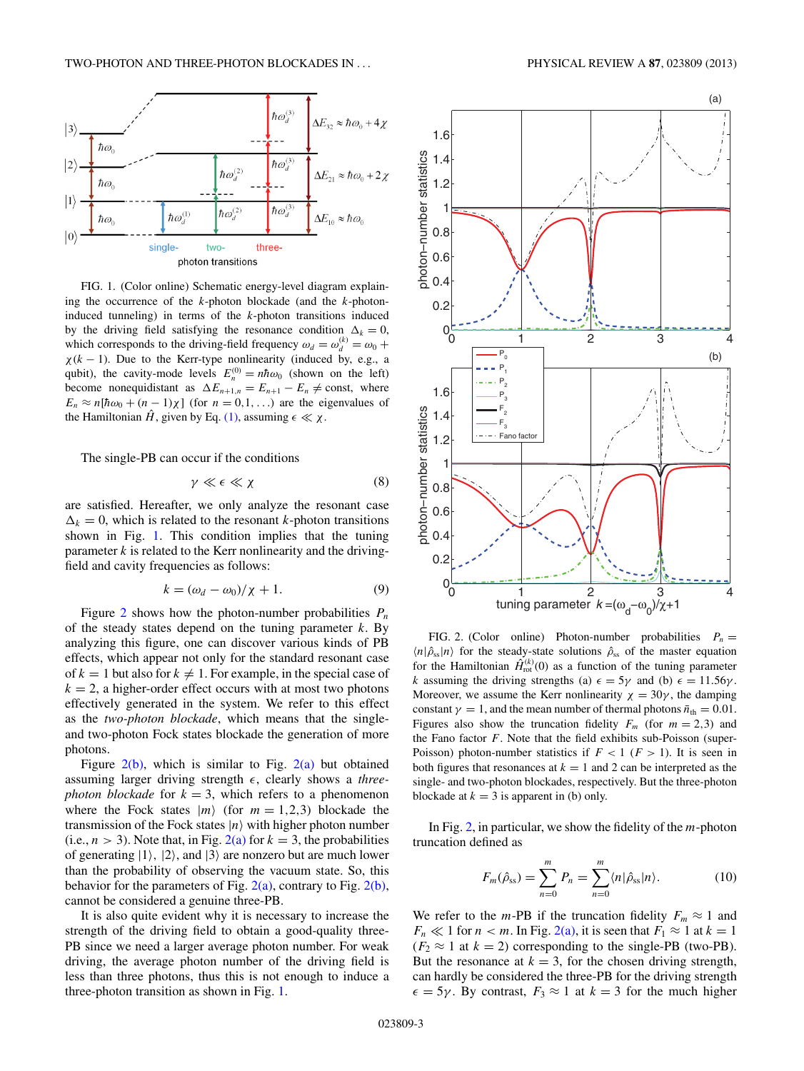FIG. 1. (Color online) Schematic energy-level diagram explaining the occurrence of the $k$-photon blockade (and the $k$-photon-induced tunneling) in terms of the $k$-photon transitions induced by the driving field satisfying the resonance condition $\Delta_k = 0$, which corresponds to the driving-field frequency $\omega_d = \omega_d^{(k)} = \omega_0 + \chi(k-1)$. Due to the Kerr-type nonlinearity (induced by, e.g., a qubit), the cavity-mode levels $E_n^{(0)} = n\hbar\omega_0$ (shown on the left) become nonequidistant as $\Delta E_{n+1,n} = E_{n+1} - E_n \neq \text{const}$, where $E_n \approx n[\hbar\omega_0 + (n-1)\chi]$ (for $n = 0,1,\ldots$) are the eigenvalues of the Hamiltonian $\hat{H}$, given by Eq. (1), assuming $\epsilon \ll \chi$.

The single-PB can occur if the conditions

$$\gamma \ll \epsilon \ll \chi \tag{8}$$

are satisfied. Hereafter, we only analyze the resonant case $\Delta_k = 0$, which is related to the resonant $k$-photon transitions shown in Fig. 1. This condition implies that the tuning parameter $k$ is related to the Kerr nonlinearity and the driving-field and cavity frequencies as follows:

$$k = (\omega_d - \omega_0)/\chi + 1. \tag{9}$$

Figure 2 shows how the photon-number probabilities $P_n$ of the steady states depend on the tuning parameter $k$. By analyzing this figure, one can discover various kinds of PB effects, which appear not only for the standard resonant case of $k = 1$ but also for $k \neq 1$. For example, in the special case of $k = 2$, a higher-order effect occurs with at most two photons effectively generated in the system. We refer to this effect as the *two-photon blockade*, which means that the single- and two-photon Fock states blockade the generation of more photons.

Figure 2(b), which is similar to Fig. 2(a) but obtained assuming larger driving strength $\epsilon$, clearly shows a *three-photon blockade* for $k = 3$, which refers to a phenomenon where the Fock states $|m\rangle$ (for $m = 1,2,3$) blockade the transmission of the Fock states $|n\rangle$ with higher photon number (i.e., $n > 3$). Note that, in Fig. 2(a) for $k = 3$, the probabilities of generating $|1\rangle$, $|2\rangle$, and $|3\rangle$ are nonzero but are much lower than the probability of observing the vacuum state. So, this behavior for the parameters of Fig. 2(a), contrary to Fig. 2(b), cannot be considered a genuine three-PB.

It is also quite evident why it is necessary to increase the strength of the driving field to obtain a good-quality three-PB since we need a larger average photon number. For weak driving, the average photon number of the driving field is less than three photons, thus this is not enough to induce a three-photon transition as shown in Fig. 1.

FIG. 2. (Color online) Photon-number probabilities $P_n = \langle n|\hat{\rho}_{\text{ss}}|n\rangle$ for the steady-state solutions $\hat{\rho}_{\text{ss}}$ of the master equation for the Hamiltonian $\hat{H}_{\text{rot}}^{(k)}(0)$ as a function of the tuning parameter $k$ assuming the driving strengths (a) $\epsilon = 5\gamma$ and (b) $\epsilon = 11.56\gamma$. Moreover, we assume the Kerr nonlinearity $\chi = 30\gamma$, the damping constant $\gamma = 1$, and the mean number of thermal photons $\bar{n}_{\text{th}} = 0.01$. Figures also show the truncation fidelity $F_m$ (for $m = 2,3$) and the Fano factor $F$. Note that the field exhibits sub-Poisson (super-Poisson) photon-number statistics if $F < 1$ ($F > 1$). It is seen in both figures that resonances at $k = 1$ and 2 can be interpreted as the single- and two-photon blockades, respectively. But the three-photon blockade at $k = 3$ is apparent in (b) only.

In Fig. 2, in particular, we show the fidelity of the $m$-photon truncation defined as

$$F_m(\hat{\rho}_{\text{ss}}) = \sum_{n=0}^{m} P_n = \sum_{n=0}^{m} \langle n|\hat{\rho}_{\text{ss}}|n\rangle. \tag{10}$$

We refer to the $m$-PB if the truncation fidelity $F_m \approx 1$ and $F_n \ll 1$ for $n < m$. In Fig. 2(a), it is seen that $F_1 \approx 1$ at $k = 1$ ($F_2 \approx 1$ at $k = 2$) corresponding to the single-PB (two-PB). But the resonance at $k = 3$, for the chosen driving strength, can hardly be considered the three-PB for the driving strength $\epsilon = 5\gamma$. By contrast, $F_3 \approx 1$ at $k = 3$ for the much higher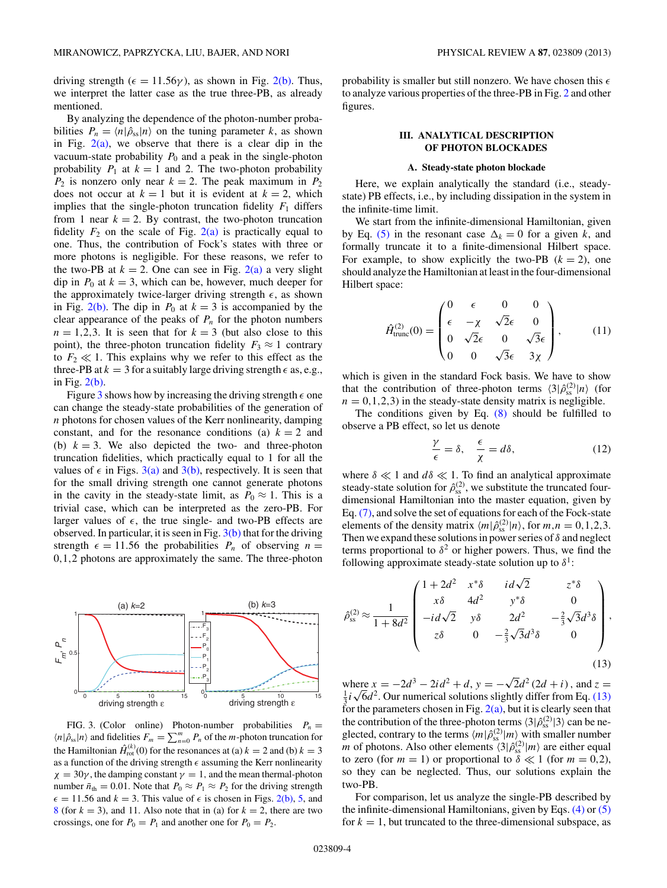driving strength ($\epsilon = 11.56\gamma$), as shown in Fig. 2(b). Thus, we interpret the latter case as the true three-PB, as already mentioned.

By analyzing the dependence of the photon-number probabilities $P_n = \langle n|\hat{\rho}_{\rm ss}|n\rangle$ on the tuning parameter $k$, as shown in Fig. 2(a), we observe that there is a clear dip in the vacuum-state probability $P_0$ and a peak in the single-photon probability $P_1$ at $k = 1$ and 2. The two-photon probability $P_2$ is nonzero only near $k = 2$. The peak maximum in $P_2$ does not occur at $k = 1$ but it is evident at $k = 2$, which implies that the single-photon truncation fidelity $F_1$ differs from 1 near $k = 2$. By contrast, the two-photon truncation fidelity $F_2$ on the scale of Fig. 2(a) is practically equal to one. Thus, the contribution of Fock's states with three or more photons is negligible. For these reasons, we refer to the two-PB at $k = 2$. One can see in Fig. 2(a) a very slight dip in $P_0$ at $k = 3$, which can be, however, much deeper for the approximately twice-larger driving strength $\epsilon$, as shown in Fig. 2(b). The dip in $P_0$ at $k = 3$ is accompanied by the clear appearance of the peaks of $P_n$ for the photon numbers $n = 1,2,3$. It is seen that for $k = 3$ (but also close to this point), the three-photon truncation fidelity $F_3 \approx 1$ contrary to $F_2 \ll 1$. This explains why we refer to this effect as the three-PB at $k = 3$ for a suitably large driving strength $\epsilon$ as, e.g., in Fig. 2(b).

Figure 3 shows how by increasing the driving strength $\epsilon$ one can change the steady-state probabilities of the generation of $n$ photons for chosen values of the Kerr nonlinearity, damping constant, and for the resonance conditions (a) $k = 2$ and (b) $k = 3$. We also depicted the two- and three-photon truncation fidelities, which practically equal to 1 for all the values of $\epsilon$ in Figs. 3(a) and 3(b), respectively. It is seen that for the small driving strength one cannot generate photons in the cavity in the steady-state limit, as $P_0 \approx 1$. This is a trivial case, which can be interpreted as the zero-PB. For larger values of $\epsilon$, the true single- and two-PB effects are observed. In particular, it is seen in Fig. 3(b) that for the driving strength $\epsilon = 11.56$ the probabilities $P_n$ of observing $n = 0,1,2$ photons are approximately the same. The three-photon probability is smaller but still nonzero. We have chosen this $\epsilon$ to analyze various properties of the three-PB in Fig. 2 and other figures.

FIG. 3. (Color online) Photon-number probabilities $P_n = \langle n|\hat{\rho}_{\rm ss}|n\rangle$ and fidelities $F_m = \sum_{n=0}^{m} P_n$ of the $m$-photon truncation for the Hamiltonian $\hat{H}^{(k)}_{\rm rot}(0)$ for the resonances at (a) $k = 2$ and (b) $k = 3$ as a function of the driving strength $\epsilon$ assuming the Kerr nonlinearity $\chi = 30\gamma$, the damping constant $\gamma = 1$, and the mean thermal-photon number $\bar{n}_{\rm th} = 0.01$. Note that $P_0 \approx P_1 \approx P_2$ for the driving strength $\epsilon = 11.56$ and $k = 3$. This value of $\epsilon$ is chosen for Figs. 2(b), 5, and 8 (for $k = 3$), and 11. Also note that in (a) for $k = 2$, there are two crossings, one for $P_0 = P_1$ and another one for $P_0 = P_2$.

## III. ANALYTICAL DESCRIPTION OF PHOTON BLOCKADES

### A. Steady-state photon blockade

Here, we explain analytically the standard (i.e., steady-state) PB effects, i.e., by including dissipation in the system in the infinite-time limit.

We start from the infinite-dimensional Hamiltonian, given by Eq. (5) in the resonant case $\Delta_k = 0$ for a given $k$, and formally truncate it to a finite-dimensional Hilbert space. For example, to show explicitly the two-PB ($k = 2$), one should analyze the Hamiltonian at least in the four-dimensional Hilbert space:

$$\hat{H}^{(2)}_{\rm trunc}(0) = \begin{pmatrix} 0 & \epsilon & 0 & 0 \\ \epsilon & -\chi & \sqrt{2}\epsilon & 0 \\ 0 & \sqrt{2}\epsilon & 0 & \sqrt{3}\epsilon \\ 0 & 0 & \sqrt{3}\epsilon & 3\chi \end{pmatrix}, \tag{11}$$

which is given in the standard Fock basis. We have to show that the contribution of three-photon terms $\langle 3|\hat{\rho}^{(2)}_{\rm ss}|n\rangle$ (for $n = 0,1,2,3$) in the steady-state density matrix is negligible.

The conditions given by Eq. (8) should be fulfilled to observe a PB effect, so let us denote

$$\frac{\gamma}{\epsilon} = \delta, \quad \frac{\epsilon}{\chi} = d\delta, \tag{12}$$

where $\delta \ll 1$ and $d\delta \ll 1$. To find an analytical approximate steady-state solution for $\hat{\rho}^{(2)}_{\rm ss}$, we substitute the truncated four-dimensional Hamiltonian into the master equation, given by Eq. (7), and solve the set of equations for each of the Fock-state elements of the density matrix $\langle m|\hat{\rho}^{(2)}_{\rm ss}|n\rangle$, for $m,n = 0,1,2,3$. Then we expand these solutions in power series of $\delta$ and neglect terms proportional to $\delta^2$ or higher powers. Thus, we find the following approximate steady-state solution up to $\delta^1$:

$$\hat{\rho}^{(2)}_{\rm ss} \approx \frac{1}{1+8d^2} \begin{pmatrix} 1+2d^2 & x^*\delta & id\sqrt{2} & z^*\delta \\ x\delta & 4d^2 & y^*\delta & 0 \\ -id\sqrt{2} & y\delta & 2d^2 & -\frac{2}{3}\sqrt{3}d^3\delta \\ z\delta & 0 & -\frac{2}{3}\sqrt{3}d^3\delta & 0 \end{pmatrix}, \tag{13}$$

where $x = -2d^3 - 2id^2 + d$, $y = -\sqrt{2}d^2(2d+i)$, and $z = \frac{1}{3}i\sqrt{6}d^2$. Our numerical solutions slightly differ from Eq. (13) for the parameters chosen in Fig. 2(a), but it is clearly seen that the contribution of the three-photon terms $\langle 3|\hat{\rho}^{(2)}_{\rm ss}|3\rangle$ can be neglected, contrary to the terms $\langle m|\hat{\rho}^{(2)}_{\rm ss}|m\rangle$ with smaller number $m$ of photons. Also other elements $\langle 3|\hat{\rho}^{(2)}_{\rm ss}|m\rangle$ are either equal to zero (for $m = 1$) or proportional to $\delta \ll 1$ (for $m = 0,2$), so they can be neglected. Thus, our solutions explain the two-PB.

For comparison, let us analyze the single-PB described by the infinite-dimensional Hamiltonians, given by Eqs. (4) or (5) for $k = 1$, but truncated to the three-dimensional subspace, as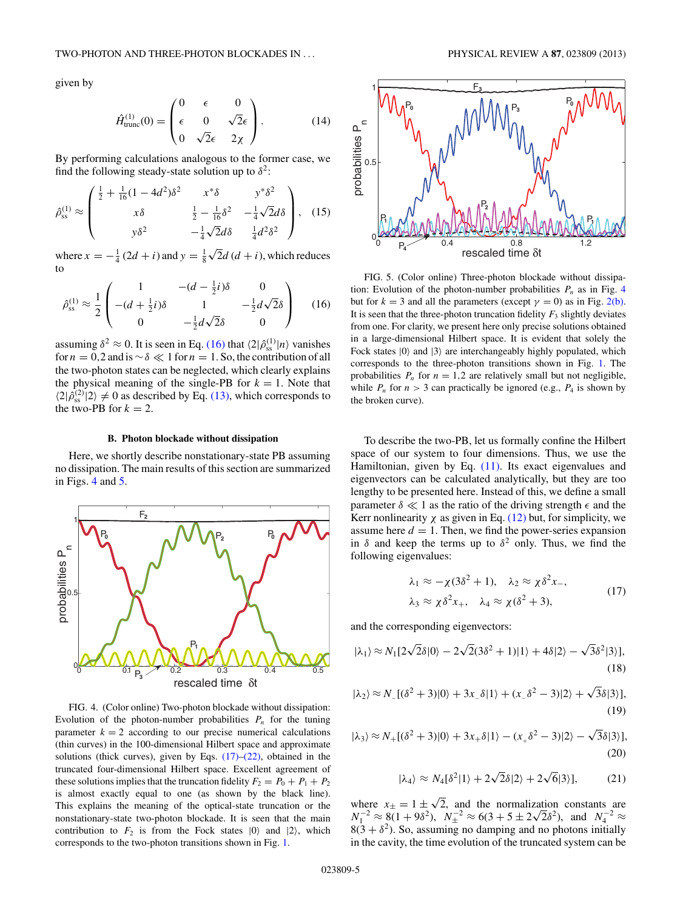given by

$$\hat{H}^{(1)}_{\rm trunc}(0) = \begin{pmatrix} 0 & \epsilon & 0 \\ \epsilon & 0 & \sqrt{2}\epsilon \\ 0 & \sqrt{2}\epsilon & 2\chi \end{pmatrix}. \tag{14}$$

By performing calculations analogous to the former case, we find the following steady-state solution up to $\delta^2$:

$$\hat{\rho}^{(1)}_{\rm ss} \approx \begin{pmatrix} \frac{1}{2} + \frac{1}{16}(1-4d^2)\delta^2 & x^*\delta & y^*\delta^2 \\ x\delta & \frac{1}{2} - \frac{1}{16}\delta^2 & -\frac{1}{4}\sqrt{2}d\delta \\ y\delta^2 & -\frac{1}{4}\sqrt{2}d\delta & \frac{1}{4}d^2\delta^2 \end{pmatrix}, \tag{15}$$

where $x = -\frac{1}{4}(2d+i)$ and $y = \frac{1}{8}\sqrt{2}d\,(d+i)$, which reduces to

$$\hat{\rho}^{(1)}_{\rm ss} \approx \frac{1}{2}\begin{pmatrix} 1 & -(d-\frac{1}{2}i)\delta & 0 \\ -(d+\frac{1}{2}i)\delta & 1 & -\frac{1}{2}d\sqrt{2}\delta \\ 0 & -\frac{1}{2}d\sqrt{2}\delta & 0 \end{pmatrix} \tag{16}$$

assuming $\delta^2 \approx 0$. It is seen in Eq. (16) that $\langle 2|\hat{\rho}^{(1)}_{\rm ss}|n\rangle$ vanishes for $n = 0,2$ and is $\sim\delta \ll 1$ for $n = 1$. So, the contribution of all the two-photon states can be neglected, which clearly explains the physical meaning of the single-PB for $k = 1$. Note that $\langle 2|\hat{\rho}^{(2)}_{\rm ss}|2\rangle \neq 0$ as described by Eq. (13), which corresponds to the two-PB for $k = 2$.

### B. Photon blockade without dissipation

Here, we shortly describe nonstationary-state PB assuming no dissipation. The main results of this section are summarized in Figs. 4 and 5.

FIG. 4. (Color online) Two-photon blockade without dissipation: Evolution of the photon-number probabilities $P_n$ for the tuning parameter $k = 2$ according to our precise numerical calculations (thin curves) in the 100-dimensional Hilbert space and approximate solutions (thick curves), given by Eqs. (17)–(22), obtained in the truncated four-dimensional Hilbert space. Excellent agreement of these solutions implies that the truncation fidelity $F_2 = P_0 + P_1 + P_2$ is almost exactly equal to one (as shown by the black line). This explains the meaning of the optical-state truncation or the nonstationary-state two-photon blockade. It is seen that the main contribution to $F_2$ is from the Fock states $|0\rangle$ and $|2\rangle$, which corresponds to the two-photon transitions shown in Fig. 1.

FIG. 5. (Color online) Three-photon blockade without dissipation: Evolution of the photon-number probabilities $P_n$ as in Fig. 4 but for $k = 3$ and all the parameters (except $\gamma = 0$) as in Fig. 2(b). It is seen that the three-photon truncation fidelity $F_3$ slightly deviates from one. For clarity, we present here only precise solutions obtained in a large-dimensional Hilbert space. It is evident that solely the Fock states $|0\rangle$ and $|3\rangle$ are interchangeably highly populated, which corresponds to the three-photon transitions shown in Fig. 1. The probabilities $P_n$ for $n = 1,2$ are relatively small but not negligible, while $P_n$ for $n > 3$ can practically be ignored (e.g., $P_4$ is shown by the broken curve).

To describe the two-PB, let us formally confine the Hilbert space of our system to four dimensions. Thus, we use the Hamiltonian, given by Eq. (11). Its exact eigenvalues and eigenvectors can be calculated analytically, but they are too lengthy to be presented here. Instead of this, we define a small parameter $\delta \ll 1$ as the ratio of the driving strength $\epsilon$ and the Kerr nonlinearity $\chi$ as given in Eq. (12) but, for simplicity, we assume here $d = 1$. Then, we find the power-series expansion in $\delta$ and keep the terms up to $\delta^2$ only. Thus, we find the following eigenvalues:

$$\begin{aligned} \lambda_1 &\approx -\chi(3\delta^2+1), \quad \lambda_2 \approx \chi\delta^2 x_-, \\ \lambda_3 &\approx \chi\delta^2 x_+, \quad \lambda_4 \approx \chi(\delta^2+3), \end{aligned} \tag{17}$$

and the corresponding eigenvectors:

$$|\lambda_1\rangle \approx N_1[2\sqrt{2}\delta|0\rangle - 2\sqrt{2}(3\delta^2+1)|1\rangle + 4\delta|2\rangle - \sqrt{3}\delta^2|3\rangle], \tag{18}$$

$$|\lambda_2\rangle \approx N_-[(\delta^2+3)|0\rangle + 3x_-\delta|1\rangle + (x_-\delta^2-3)|2\rangle + \sqrt{3}\delta|3\rangle], \tag{19}$$

$$|\lambda_3\rangle \approx N_+[(\delta^2+3)|0\rangle + 3x_+\delta|1\rangle - (x_+\delta^2-3)|2\rangle - \sqrt{3}\delta|3\rangle], \tag{20}$$

$$|\lambda_4\rangle \approx N_4[\delta^2|1\rangle + 2\sqrt{2}\delta|2\rangle + 2\sqrt{6}|3\rangle], \tag{21}$$

where $x_\pm = 1 \pm \sqrt{2}$, and the normalization constants are $N_1^{-2} \approx 8(1+9\delta^2)$, $N_\pm^{-2} \approx 6(3+5\pm 2\sqrt{2}\delta^2)$, and $N_4^{-2} \approx 8(3+\delta^2)$. So, assuming no damping and no photons initially in the cavity, the time evolution of the truncated system can be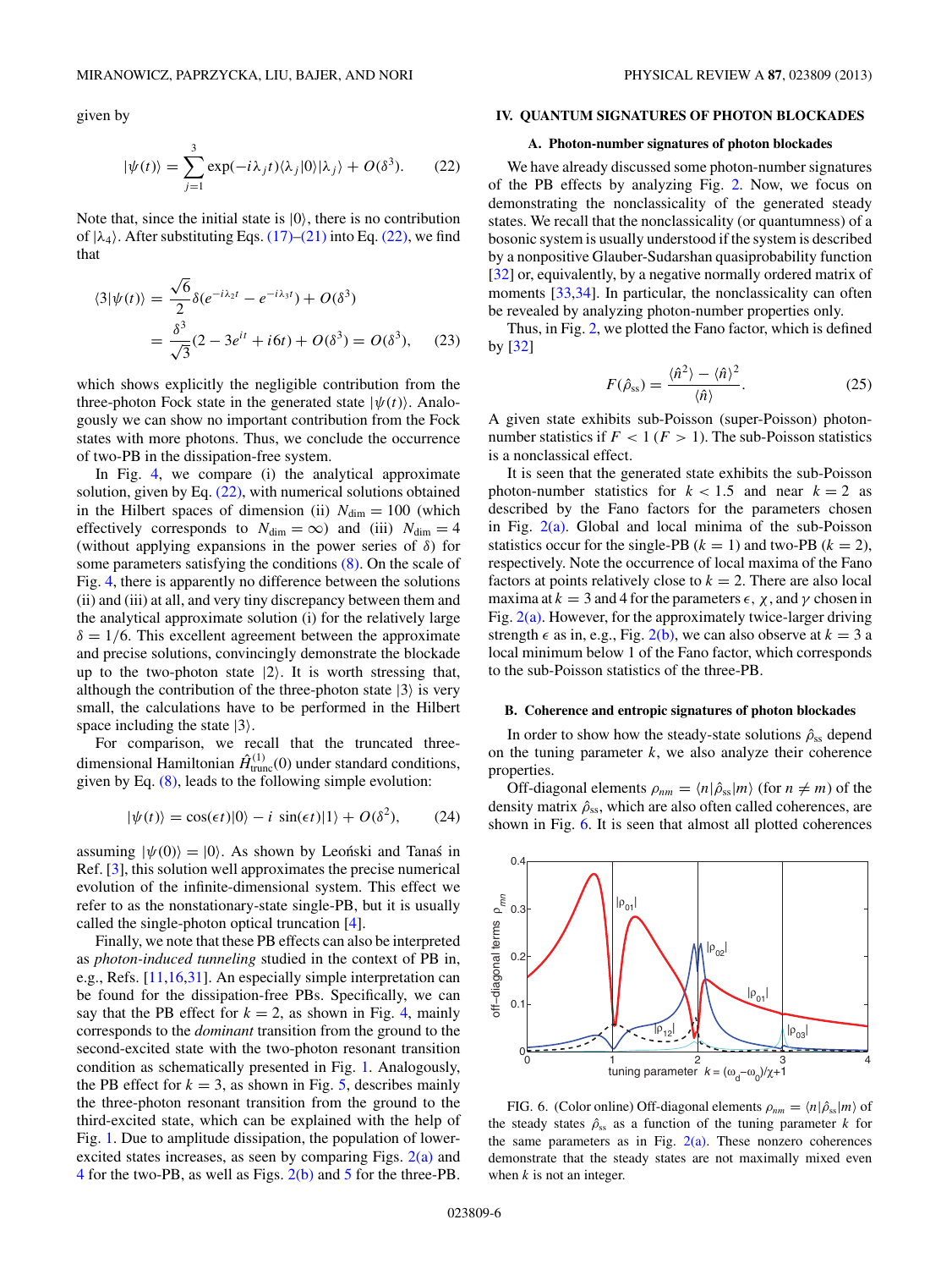given by

$$|\psi(t)\rangle = \sum_{j=1}^{3} \exp(-i\lambda_j t)\langle\lambda_j|0\rangle|\lambda_j\rangle + O(\delta^3). \tag{22}$$

Note that, since the initial state is $|0\rangle$, there is no contribution of $|\lambda_4\rangle$. After substituting Eqs. (17)–(21) into Eq. (22), we find that

$$\begin{aligned}\langle 3|\psi(t)\rangle &= \frac{\sqrt{6}}{2}\delta(e^{-i\lambda_2 t} - e^{-i\lambda_3 t}) + O(\delta^3) \\ &= \frac{\delta^3}{\sqrt{3}}(2 - 3e^{it} + i6t) + O(\delta^3) = O(\delta^3),\end{aligned} \tag{23}$$

which shows explicitly the negligible contribution from the three-photon Fock state in the generated state $|\psi(t)\rangle$. Analogously we can show no important contribution from the Fock states with more photons. Thus, we conclude the occurrence of two-PB in the dissipation-free system.

In Fig. 4, we compare (i) the analytical approximate solution, given by Eq. (22), with numerical solutions obtained in the Hilbert spaces of dimension (ii) $N_{\rm dim} = 100$ (which effectively corresponds to $N_{\rm dim} = \infty$) and (iii) $N_{\rm dim} = 4$ (without applying expansions in the power series of $\delta$) for some parameters satisfying the conditions (8). On the scale of Fig. 4, there is apparently no difference between the solutions (ii) and (iii) at all, and very tiny discrepancy between them and the analytical approximate solution (i) for the relatively large $\delta = 1/6$. This excellent agreement between the approximate and precise solutions, convincingly demonstrate the blockade up to the two-photon state $|2\rangle$. It is worth stressing that, although the contribution of the three-photon state $|3\rangle$ is very small, the calculations have to be performed in the Hilbert space including the state $|3\rangle$.

For comparison, we recall that the truncated three-dimensional Hamiltonian $\hat{H}^{(1)}_{\rm trunc}(0)$ under standard conditions, given by Eq. (8), leads to the following simple evolution:

$$|\psi(t)\rangle = \cos(\epsilon t)|0\rangle - i\,\sin(\epsilon t)|1\rangle + O(\delta^2), \tag{24}$$

assuming $|\psi(0)\rangle = |0\rangle$. As shown by Leoński and Tanaś in Ref. [3], this solution well approximates the precise numerical evolution of the infinite-dimensional system. This effect we refer to as the nonstationary-state single-PB, but it is usually called the single-photon optical truncation [4].

Finally, we note that these PB effects can also be interpreted as *photon-induced tunneling* studied in the context of PB in, e.g., Refs. [11,16,31]. An especially simple interpretation can be found for the dissipation-free PBs. Specifically, we can say that the PB effect for $k = 2$, as shown in Fig. 4, mainly corresponds to the *dominant* transition from the ground to the second-excited state with the two-photon resonant transition condition as schematically presented in Fig. 1. Analogously, the PB effect for $k = 3$, as shown in Fig. 5, describes mainly the three-photon resonant transition from the ground to the third-excited state, which can be explained with the help of Fig. 1. Due to amplitude dissipation, the population of lower-excited states increases, as seen by comparing Figs. 2(a) and 4 for the two-PB, as well as Figs. 2(b) and 5 for the three-PB.

## IV. QUANTUM SIGNATURES OF PHOTON BLOCKADES

### A. Photon-number signatures of photon blockades

We have already discussed some photon-number signatures of the PB effects by analyzing Fig. 2. Now, we focus on demonstrating the nonclassicality of the generated steady states. We recall that the nonclassicality (or quantumness) of a bosonic system is usually understood if the system is described by a nonpositive Glauber-Sudarshan quasiprobability function [32] or, equivalently, by a negative normally ordered matrix of moments [33,34]. In particular, the nonclassicality can often be revealed by analyzing photon-number properties only.

Thus, in Fig. 2, we plotted the Fano factor, which is defined by [32]

$$F(\hat{\rho}_{\rm ss}) = \frac{\langle\hat{n}^2\rangle - \langle\hat{n}\rangle^2}{\langle\hat{n}\rangle}. \tag{25}$$

A given state exhibits sub-Poisson (super-Poisson) photon-number statistics if $F < 1$ ($F > 1$). The sub-Poisson statistics is a nonclassical effect.

It is seen that the generated state exhibits the sub-Poisson photon-number statistics for $k < 1.5$ and near $k = 2$ as described by the Fano factors for the parameters chosen in Fig. 2(a). Global and local minima of the sub-Poisson statistics occur for the single-PB ($k = 1$) and two-PB ($k = 2$), respectively. Note the occurrence of local maxima of the Fano factors at points relatively close to $k = 2$. There are also local maxima at $k = 3$ and 4 for the parameters $\epsilon$, $\chi$, and $\gamma$ chosen in Fig. 2(a). However, for the approximately twice-larger driving strength $\epsilon$ as in, e.g., Fig. 2(b), we can also observe at $k = 3$ a local minimum below 1 of the Fano factor, which corresponds to the sub-Poisson statistics of the three-PB.

### B. Coherence and entropic signatures of photon blockades

In order to show how the steady-state solutions $\hat{\rho}_{\rm ss}$ depend on the tuning parameter $k$, we also analyze their coherence properties.

Off-diagonal elements $\rho_{nm} = \langle n|\hat{\rho}_{\rm ss}|m\rangle$ (for $n \neq m$) of the density matrix $\hat{\rho}_{\rm ss}$, which are also often called coherences, are shown in Fig. 6. It is seen that almost all plotted coherences

FIG. 6. (Color online) Off-diagonal elements $\rho_{nm} = \langle n|\hat{\rho}_{\rm ss}|m\rangle$ of the steady states $\hat{\rho}_{\rm ss}$ as a function of the tuning parameter $k$ for the same parameters as in Fig. 2(a). These nonzero coherences demonstrate that the steady states are not maximally mixed even when $k$ is not an integer.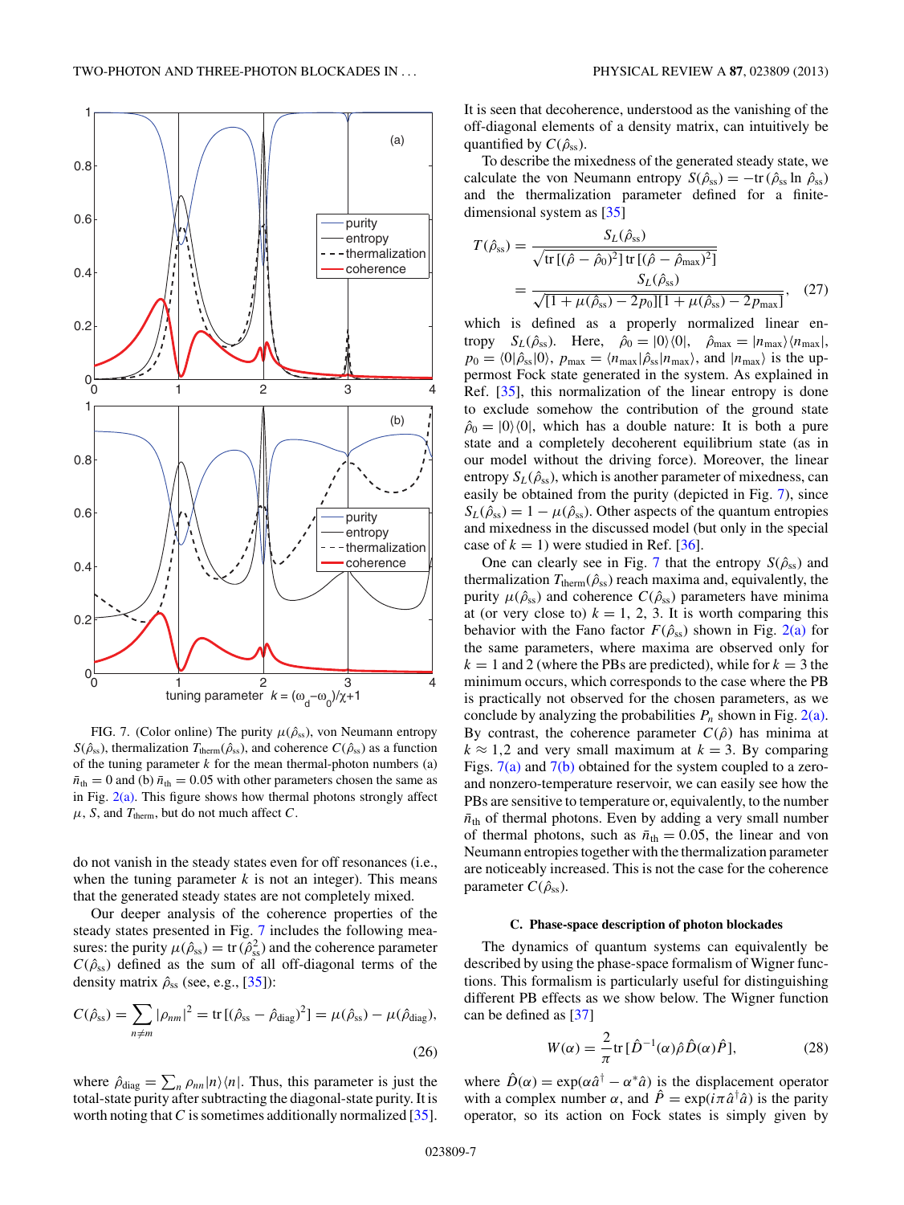FIG. 7. (Color online) The purity $\mu(\hat{\rho}_{ss})$, von Neumann entropy $S(\hat{\rho}_{ss})$, thermalization $T_{therm}(\hat{\rho}_{ss})$, and coherence $C(\hat{\rho}_{ss})$ as a function of the tuning parameter $k$ for the mean thermal-photon numbers (a) $\bar{n}_{th} = 0$ and (b) $\bar{n}_{th} = 0.05$ with other parameters chosen the same as in Fig. 2(a). This figure shows how thermal photons strongly affect $\mu$, $S$, and $T_{therm}$, but do not much affect $C$.

do not vanish in the steady states even for off resonances (i.e., when the tuning parameter $k$ is not an integer). This means that the generated steady states are not completely mixed.

Our deeper analysis of the coherence properties of the steady states presented in Fig. 7 includes the following measures: the purity $\mu(\hat{\rho}_{ss}) = \mathrm{tr}\,(\hat{\rho}_{ss}^2)$ and the coherence parameter $C(\hat{\rho}_{ss})$ defined as the sum of all off-diagonal terms of the density matrix $\hat{\rho}_{ss}$ (see, e.g., [35]):

$$C(\hat{\rho}_{ss}) = \sum_{n\neq m} |\rho_{nm}|^2 = \mathrm{tr}\,[(\hat{\rho}_{ss} - \hat{\rho}_{diag})^2] = \mu(\hat{\rho}_{ss}) - \mu(\hat{\rho}_{diag}), \tag{26}$$

where $\hat{\rho}_{diag} = \sum_n \rho_{nn}|n\rangle\langle n|$. Thus, this parameter is just the total-state purity after subtracting the diagonal-state purity. It is worth noting that $C$ is sometimes additionally normalized [35]. It is seen that decoherence, understood as the vanishing of the off-diagonal elements of a density matrix, can intuitively be quantified by $C(\hat{\rho}_{ss})$.

To describe the mixedness of the generated steady state, we calculate the von Neumann entropy $S(\hat{\rho}_{ss}) = -\mathrm{tr}\,(\hat{\rho}_{ss} \ln \hat{\rho}_{ss})$ and the thermalization parameter defined for a finite-dimensional system as [35]

$$\begin{aligned} T(\hat{\rho}_{ss}) &= \frac{S_L(\hat{\rho}_{ss})}{\sqrt{\mathrm{tr}\,[(\hat{\rho} - \hat{\rho}_0)^2]\,\mathrm{tr}\,[(\hat{\rho} - \hat{\rho}_{max})^2]}} \\ &= \frac{S_L(\hat{\rho}_{ss})}{\sqrt{[1 + \mu(\hat{\rho}_{ss}) - 2p_0][1 + \mu(\hat{\rho}_{ss}) - 2p_{max}]}}, \end{aligned} \tag{27}$$

which is defined as a properly normalized linear entropy $S_L(\hat{\rho}_{ss})$. Here, $\hat{\rho}_0 = |0\rangle\langle 0|$, $\hat{\rho}_{max} = |n_{max}\rangle\langle n_{max}|$, $p_0 = \langle 0|\hat{\rho}_{ss}|0\rangle$, $p_{max} = \langle n_{max}|\hat{\rho}_{ss}|n_{max}\rangle$, and $|n_{max}\rangle$ is the uppermost Fock state generated in the system. As explained in Ref. [35], this normalization of the linear entropy is done to exclude somehow the contribution of the ground state $\hat{\rho}_0 = |0\rangle\langle 0|$, which has a double nature: It is both a pure state and a completely decoherent equilibrium state (as in our model without the driving force). Moreover, the linear entropy $S_L(\hat{\rho}_{ss})$, which is another parameter of mixedness, can easily be obtained from the purity (depicted in Fig. 7), since $S_L(\hat{\rho}_{ss}) = 1 - \mu(\hat{\rho}_{ss})$. Other aspects of the quantum entropies and mixedness in the discussed model (but only in the special case of $k = 1$) were studied in Ref. [36].

One can clearly see in Fig. 7 that the entropy $S(\hat{\rho}_{ss})$ and thermalization $T_{therm}(\hat{\rho}_{ss})$ reach maxima and, equivalently, the purity $\mu(\hat{\rho}_{ss})$ and coherence $C(\hat{\rho}_{ss})$ parameters have minima at (or very close to) $k = 1, 2, 3$. It is worth comparing this behavior with the Fano factor $F(\hat{\rho}_{ss})$ shown in Fig. 2(a) for the same parameters, where maxima are observed only for $k = 1$ and 2 (where the PBs are predicted), while for $k = 3$ the minimum occurs, which corresponds to the case where the PB is practically not observed for the chosen parameters, as we conclude by analyzing the probabilities $P_n$ shown in Fig. 2(a). By contrast, the coherence parameter $C(\hat{\rho})$ has minima at $k \approx 1,2$ and very small maximum at $k = 3$. By comparing Figs. 7(a) and 7(b) obtained for the system coupled to a zero- and nonzero-temperature reservoir, we can easily see how the PBs are sensitive to temperature or, equivalently, to the number $\bar{n}_{th}$ of thermal photons. Even by adding a very small number of thermal photons, such as $\bar{n}_{th} = 0.05$, the linear and von Neumann entropies together with the thermalization parameter are noticeably increased. This is not the case for the coherence parameter $C(\hat{\rho}_{ss})$.

### C. Phase-space description of photon blockades

The dynamics of quantum systems can equivalently be described by using the phase-space formalism of Wigner functions. This formalism is particularly useful for distinguishing different PB effects as we show below. The Wigner function can be defined as [37]

$$W(\alpha) = \frac{2}{\pi}\mathrm{tr}\,[\hat{D}^{-1}(\alpha)\hat{\rho}\hat{D}(\alpha)\hat{P}], \tag{28}$$

where $\hat{D}(\alpha) = \exp(\alpha\hat{a}^\dagger - \alpha^*\hat{a})$ is the displacement operator with a complex number $\alpha$, and $\hat{P} = \exp(i\pi\hat{a}^\dagger\hat{a})$ is the parity operator, so its action on Fock states is simply given by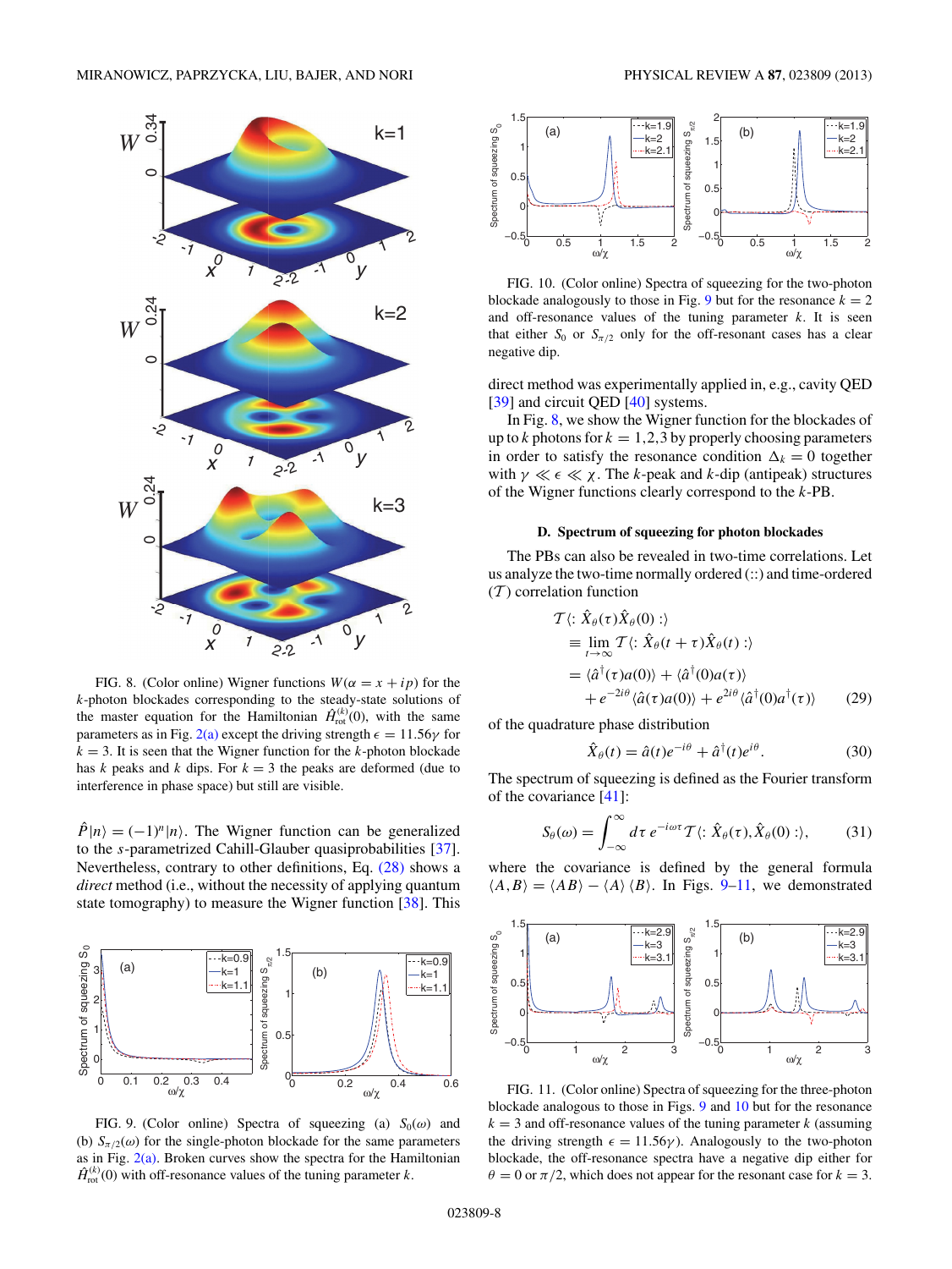FIG. 8. (Color online) Wigner functions $W(\alpha = x + ip)$ for the $k$-photon blockades corresponding to the steady-state solutions of the master equation for the Hamiltonian $\hat{H}^{(k)}_{\rm rot}(0)$, with the same parameters as in Fig. 2(a) except the driving strength $\epsilon = 11.56\gamma$ for $k = 3$. It is seen that the Wigner function for the $k$-photon blockade has $k$ peaks and $k$ dips. For $k = 3$ the peaks are deformed (due to interference in phase space) but still are visible.

$\hat{P}|n\rangle = (-1)^n|n\rangle$. The Wigner function can be generalized to the $s$-parametrized Cahill-Glauber quasiprobabilities [37]. Nevertheless, contrary to other definitions, Eq. (28) shows a *direct* method (i.e., without the necessity of applying quantum state tomography) to measure the Wigner function [38]. This direct method was experimentally applied in, e.g., cavity QED [39] and circuit QED [40] systems.

In Fig. 8, we show the Wigner function for the blockades of up to $k$ photons for $k = 1,2,3$ by properly choosing parameters in order to satisfy the resonance condition $\Delta_k = 0$ together with $\gamma \ll \epsilon \ll \chi$. The $k$-peak and $k$-dip (antipeak) structures of the Wigner functions clearly correspond to the $k$-PB.

FIG. 9. (Color online) Spectra of squeezing (a) $S_0(\omega)$ and (b) $S_{\pi/2}(\omega)$ for the single-photon blockade for the same parameters as in Fig. 2(a). Broken curves show the spectra for the Hamiltonian $\hat{H}^{(k)}_{\rm rot}(0)$ with off-resonance values of the tuning parameter $k$.

FIG. 10. (Color online) Spectra of squeezing for the two-photon blockade analogously to those in Fig. 9 but for the resonance $k = 2$ and off-resonance values of the tuning parameter $k$. It is seen that either $S_0$ or $S_{\pi/2}$ only for the off-resonant cases has a clear negative dip.

### D. Spectrum of squeezing for photon blockades

The PBs can also be revealed in two-time correlations. Let us analyze the two-time normally ordered (::) and time-ordered ($\mathcal{T}$) correlation function

$$
\begin{aligned}
\mathcal{T}\langle :\, \hat{X}_\theta(\tau)\hat{X}_\theta(0) \,:\rangle
&\equiv \lim_{t\to\infty} \mathcal{T}\langle :\, \hat{X}_\theta(t+\tau)\hat{X}_\theta(t) \,:\rangle \\
&= \langle \hat{a}^\dagger(\tau)a(0)\rangle + \langle \hat{a}^\dagger(0)a(\tau)\rangle \\
&\quad + e^{-2i\theta}\langle \hat{a}(\tau)a(0)\rangle + e^{2i\theta}\langle \hat{a}^\dagger(0)a^\dagger(\tau)\rangle \qquad (29)
\end{aligned}
$$

of the quadrature phase distribution

$$
\hat{X}_\theta(t) = \hat{a}(t)e^{-i\theta} + \hat{a}^\dagger(t)e^{i\theta}. \qquad (30)
$$

The spectrum of squeezing is defined as the Fourier transform of the covariance [41]:

$$
S_\theta(\omega) = \int_{-\infty}^{\infty} d\tau\, e^{-i\omega\tau}\,\mathcal{T}\langle :\, \hat{X}_\theta(\tau), \hat{X}_\theta(0) \,:\rangle, \qquad (31)
$$

where the covariance is defined by the general formula $\langle A, B\rangle = \langle AB\rangle - \langle A\rangle\langle B\rangle$. In Figs. 9–11, we demonstrated

FIG. 11. (Color online) Spectra of squeezing for the three-photon blockade analogous to those in Figs. 9 and 10 but for the resonance $k = 3$ and off-resonance values of the tuning parameter $k$ (assuming the driving strength $\epsilon = 11.56\gamma$). Analogously to the two-photon blockade, the off-resonance spectra have a negative dip either for $\theta = 0$ or $\pi/2$, which does not appear for the resonant case for $k = 3$.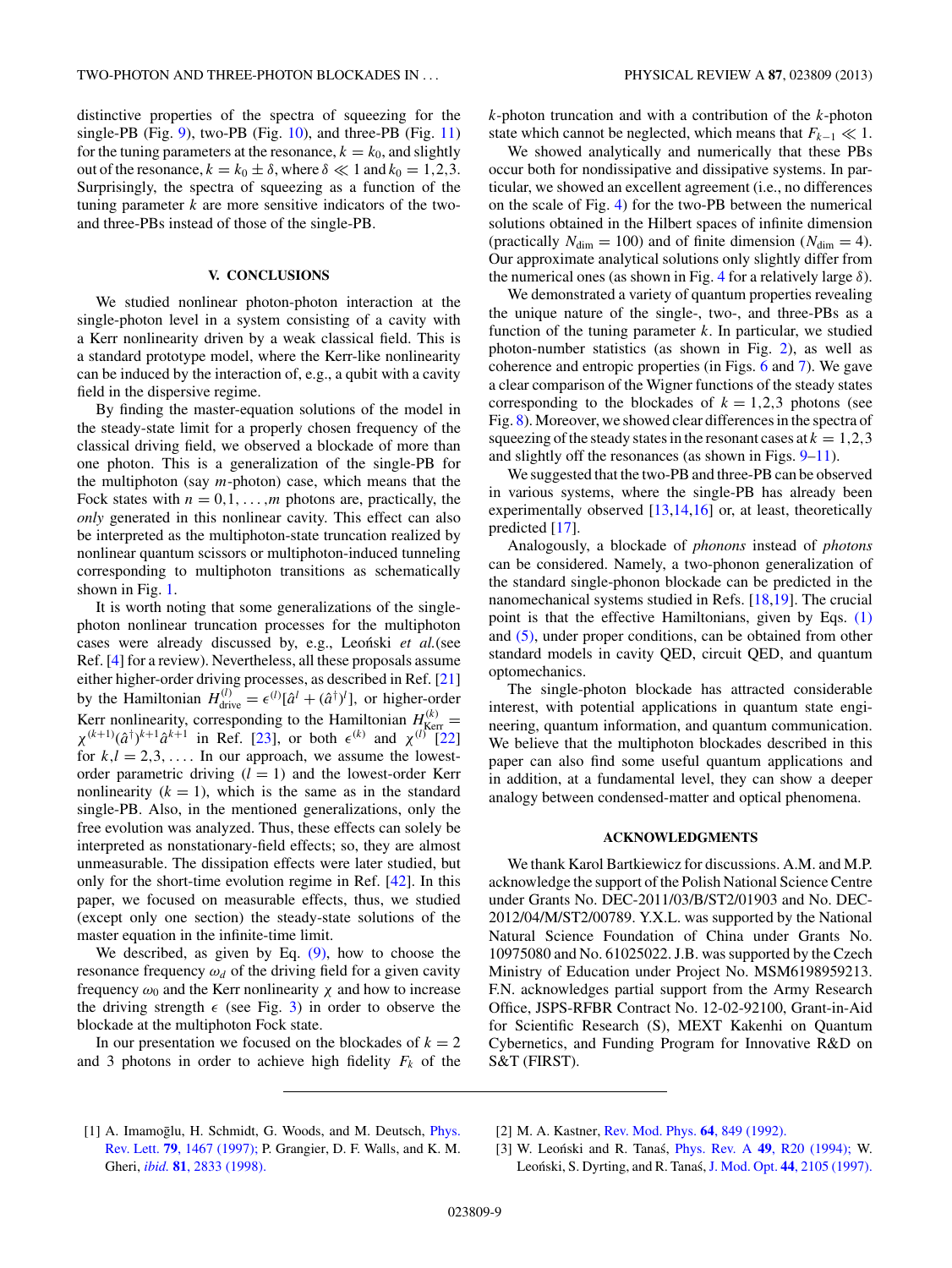distinctive properties of the spectra of squeezing for the single-PB (Fig. 9), two-PB (Fig. 10), and three-PB (Fig. 11) for the tuning parameters at the resonance, $k = k_0$, and slightly out of the resonance, $k = k_0 \pm \delta$, where $\delta \ll 1$ and $k_0 = 1,2,3$. Surprisingly, the spectra of squeezing as a function of the tuning parameter $k$ are more sensitive indicators of the two- and three-PBs instead of those of the single-PB.

## V. CONCLUSIONS

We studied nonlinear photon-photon interaction at the single-photon level in a system consisting of a cavity with a Kerr nonlinearity driven by a weak classical field. This is a standard prototype model, where the Kerr-like nonlinearity can be induced by the interaction of, e.g., a qubit with a cavity field in the dispersive regime.

By finding the master-equation solutions of the model in the steady-state limit for a properly chosen frequency of the classical driving field, we observed a blockade of more than one photon. This is a generalization of the single-PB for the multiphoton (say $m$-photon) case, which means that the Fock states with $n = 0,1,\ldots,m$ photons are, practically, the *only* generated in this nonlinear cavity. This effect can also be interpreted as the multiphoton-state truncation realized by nonlinear quantum scissors or multiphoton-induced tunneling corresponding to multiphoton transitions as schematically shown in Fig. 1.

It is worth noting that some generalizations of the single-photon nonlinear truncation processes for the multiphoton cases were already discussed by, e.g., Leoński *et al.*(see Ref. [4] for a review). Nevertheless, all these proposals assume either higher-order driving processes, as described in Ref. [21] by the Hamiltonian $H_{\rm drive}^{(l)} = \epsilon^{(l)}[\hat{a}^l + (\hat{a}^\dagger)^l]$, or higher-order Kerr nonlinearity, corresponding to the Hamiltonian $H_{\rm Kerr}^{(k)} = \chi^{(k+1)}(\hat{a}^\dagger)^{k+1}\hat{a}^{k+1}$ in Ref. [23], or both $\epsilon^{(k)}$ and $\chi^{(l)}$ [22] for $k,l = 2,3,\ldots$. In our approach, we assume the lowest-order parametric driving ($l = 1$) and the lowest-order Kerr nonlinearity ($k = 1$), which is the same as in the standard single-PB. Also, in the mentioned generalizations, only the free evolution was analyzed. Thus, these effects can solely be interpreted as nonstationary-field effects; so, they are almost unmeasurable. The dissipation effects were later studied, but only for the short-time evolution regime in Ref. [42]. In this paper, we focused on measurable effects, thus, we studied (except only one section) the steady-state solutions of the master equation in the infinite-time limit.

We described, as given by Eq. (9), how to choose the resonance frequency $\omega_d$ of the driving field for a given cavity frequency $\omega_0$ and the Kerr nonlinearity $\chi$ and how to increase the driving strength $\epsilon$ (see Fig. 3) in order to observe the blockade at the multiphoton Fock state.

In our presentation we focused on the blockades of $k = 2$ and 3 photons in order to achieve high fidelity $F_k$ of the $k$-photon truncation and with a contribution of the $k$-photon state which cannot be neglected, which means that $F_{k-1} \ll 1$.

We showed analytically and numerically that these PBs occur both for nondissipative and dissipative systems. In particular, we showed an excellent agreement (i.e., no differences on the scale of Fig. 4) for the two-PB between the numerical solutions obtained in the Hilbert spaces of infinite dimension (practically $N_{\rm dim} = 100$) and of finite dimension ($N_{\rm dim} = 4$). Our approximate analytical solutions only slightly differ from the numerical ones (as shown in Fig. 4 for a relatively large $\delta$).

We demonstrated a variety of quantum properties revealing the unique nature of the single-, two-, and three-PBs as a function of the tuning parameter $k$. In particular, we studied photon-number statistics (as shown in Fig. 2), as well as coherence and entropic properties (in Figs. 6 and 7). We gave a clear comparison of the Wigner functions of the steady states corresponding to the blockades of $k = 1,2,3$ photons (see Fig. 8). Moreover, we showed clear differences in the spectra of squeezing of the steady states in the resonant cases at $k = 1,2,3$ and slightly off the resonances (as shown in Figs. 9–11).

We suggested that the two-PB and three-PB can be observed in various systems, where the single-PB has already been experimentally observed [13,14,16] or, at least, theoretically predicted [17].

Analogously, a blockade of *phonons* instead of *photons* can be considered. Namely, a two-phonon generalization of the standard single-phonon blockade can be predicted in the nanomechanical systems studied in Refs. [18,19]. The crucial point is that the effective Hamiltonians, given by Eqs. (1) and (5), under proper conditions, can be obtained from other standard models in cavity QED, circuit QED, and quantum optomechanics.

The single-photon blockade has attracted considerable interest, with potential applications in quantum state engineering, quantum information, and quantum communication. We believe that the multiphoton blockades described in this paper can also find some useful quantum applications and in addition, at a fundamental level, they can show a deeper analogy between condensed-matter and optical phenomena.

## ACKNOWLEDGMENTS

We thank Karol Bartkiewicz for discussions. A.M. and M.P. acknowledge the support of the Polish National Science Centre under Grants No. DEC-2011/03/B/ST2/01903 and No. DEC-2012/04/M/ST2/00789. Y.X.L. was supported by the National Natural Science Foundation of China under Grants No. 10975080 and No. 61025022. J.B. was supported by the Czech Ministry of Education under Project No. MSM6198959213. F.N. acknowledges partial support from the Army Research Office, JSPS-RFBR Contract No. 12-02-92100, Grant-in-Aid for Scientific Research (S), MEXT Kakenhi on Quantum Cybernetics, and Funding Program for Innovative R&D on S&T (FIRST).

---

[1] A. Imamoḡlu, H. Schmidt, G. Woods, and M. Deutsch, Phys. Rev. Lett. **79**, 1467 (1997); P. Grangier, D. F. Walls, and K. M. Gheri, *ibid.* **81**, 2833 (1998).

[2] M. A. Kastner, Rev. Mod. Phys. **64**, 849 (1992).

[3] W. Leoński and R. Tanaś, Phys. Rev. A **49**, R20 (1994); W. Leoński, S. Dyrting, and R. Tanaś, J. Mod. Opt. **44**, 2105 (1997).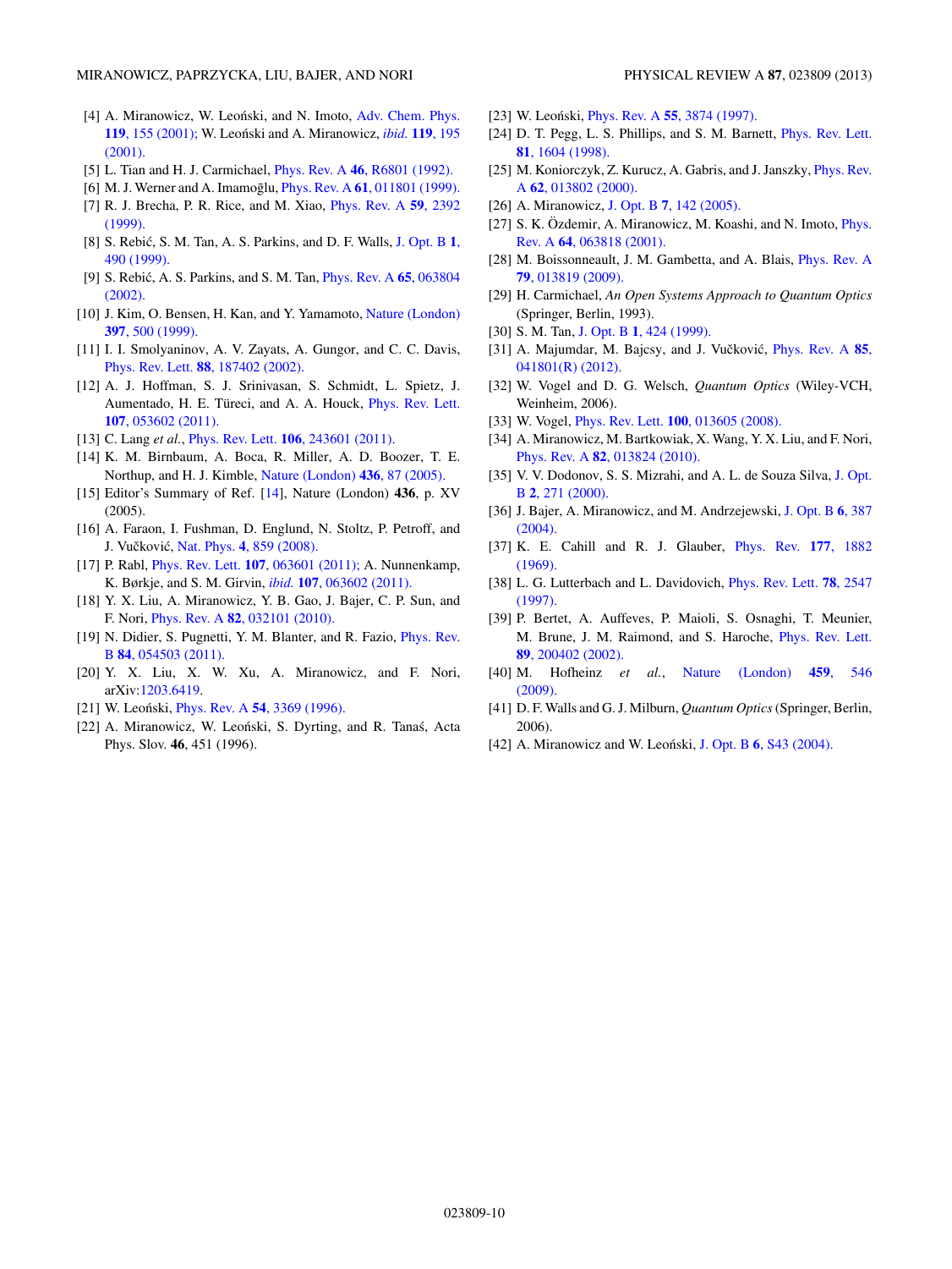[4] A. Miranowicz, W. Leoński, and N. Imoto, Adv. Chem. Phys. **119**, 155 (2001); W. Leoński and A. Miranowicz, *ibid.* **119**, 195 (2001).

[5] L. Tian and H. J. Carmichael, Phys. Rev. A **46**, R6801 (1992).

[6] M. J. Werner and A. Imamoḡlu, Phys. Rev. A **61**, 011801 (1999).

[7] R. J. Brecha, P. R. Rice, and M. Xiao, Phys. Rev. A **59**, 2392 (1999).

[8] S. Rebić, S. M. Tan, A. S. Parkins, and D. F. Walls, J. Opt. B **1**, 490 (1999).

[9] S. Rebić, A. S. Parkins, and S. M. Tan, Phys. Rev. A **65**, 063804 (2002).

[10] J. Kim, O. Bensen, H. Kan, and Y. Yamamoto, Nature (London) **397**, 500 (1999).

[11] I. I. Smolyaninov, A. V. Zayats, A. Gungor, and C. C. Davis, Phys. Rev. Lett. **88**, 187402 (2002).

[12] A. J. Hoffman, S. J. Srinivasan, S. Schmidt, L. Spietz, J. Aumentado, H. E. Türeci, and A. A. Houck, Phys. Rev. Lett. **107**, 053602 (2011).

[13] C. Lang *et al.*, Phys. Rev. Lett. **106**, 243601 (2011).

[14] K. M. Birnbaum, A. Boca, R. Miller, A. D. Boozer, T. E. Northup, and H. J. Kimble, Nature (London) **436**, 87 (2005).

[15] Editor's Summary of Ref. [14], Nature (London) **436**, p. XV (2005).

[16] A. Faraon, I. Fushman, D. Englund, N. Stoltz, P. Petroff, and J. Vučković, Nat. Phys. **4**, 859 (2008).

[17] P. Rabl, Phys. Rev. Lett. **107**, 063601 (2011); A. Nunnenkamp, K. Børkje, and S. M. Girvin, *ibid.* **107**, 063602 (2011).

[18] Y. X. Liu, A. Miranowicz, Y. B. Gao, J. Bajer, C. P. Sun, and F. Nori, Phys. Rev. A **82**, 032101 (2010).

[19] N. Didier, S. Pugnetti, Y. M. Blanter, and R. Fazio, Phys. Rev. B **84**, 054503 (2011).

[20] Y. X. Liu, X. W. Xu, A. Miranowicz, and F. Nori, arXiv:1203.6419.

[21] W. Leoński, Phys. Rev. A **54**, 3369 (1996).

[22] A. Miranowicz, W. Leoński, S. Dyrting, and R. Tanaś, Acta Phys. Slov. **46**, 451 (1996).

[23] W. Leoński, Phys. Rev. A **55**, 3874 (1997).

[24] D. T. Pegg, L. S. Phillips, and S. M. Barnett, Phys. Rev. Lett. **81**, 1604 (1998).

[25] M. Koniorczyk, Z. Kurucz, A. Gabris, and J. Janszky, Phys. Rev. A **62**, 013802 (2000).

[26] A. Miranowicz, J. Opt. B **7**, 142 (2005).

[27] S. K. Özdemir, A. Miranowicz, M. Koashi, and N. Imoto, Phys. Rev. A **64**, 063818 (2001).

[28] M. Boissonneault, J. M. Gambetta, and A. Blais, Phys. Rev. A **79**, 013819 (2009).

[29] H. Carmichael, *An Open Systems Approach to Quantum Optics* (Springer, Berlin, 1993).

[30] S. M. Tan, J. Opt. B **1**, 424 (1999).

[31] A. Majumdar, M. Bajcsy, and J. Vučković, Phys. Rev. A **85**, 041801(R) (2012).

[32] W. Vogel and D. G. Welsch, *Quantum Optics* (Wiley-VCH, Weinheim, 2006).

[33] W. Vogel, Phys. Rev. Lett. **100**, 013605 (2008).

[34] A. Miranowicz, M. Bartkowiak, X. Wang, Y. X. Liu, and F. Nori, Phys. Rev. A **82**, 013824 (2010).

[35] V. V. Dodonov, S. S. Mizrahi, and A. L. de Souza Silva, J. Opt. B **2**, 271 (2000).

[36] J. Bajer, A. Miranowicz, and M. Andrzejewski, J. Opt. B **6**, 387 (2004).

[37] K. E. Cahill and R. J. Glauber, Phys. Rev. **177**, 1882 (1969).

[38] L. G. Lutterbach and L. Davidovich, Phys. Rev. Lett. **78**, 2547 (1997).

[39] P. Bertet, A. Auffeves, P. Maioli, S. Osnaghi, T. Meunier, M. Brune, J. M. Raimond, and S. Haroche, Phys. Rev. Lett. **89**, 200402 (2002).

[40] M. Hofheinz *et al.*, Nature (London) **459**, 546 (2009).

[41] D. F. Walls and G. J. Milburn, *Quantum Optics* (Springer, Berlin, 2006).

[42] A. Miranowicz and W. Leoński, J. Opt. B **6**, S43 (2004).